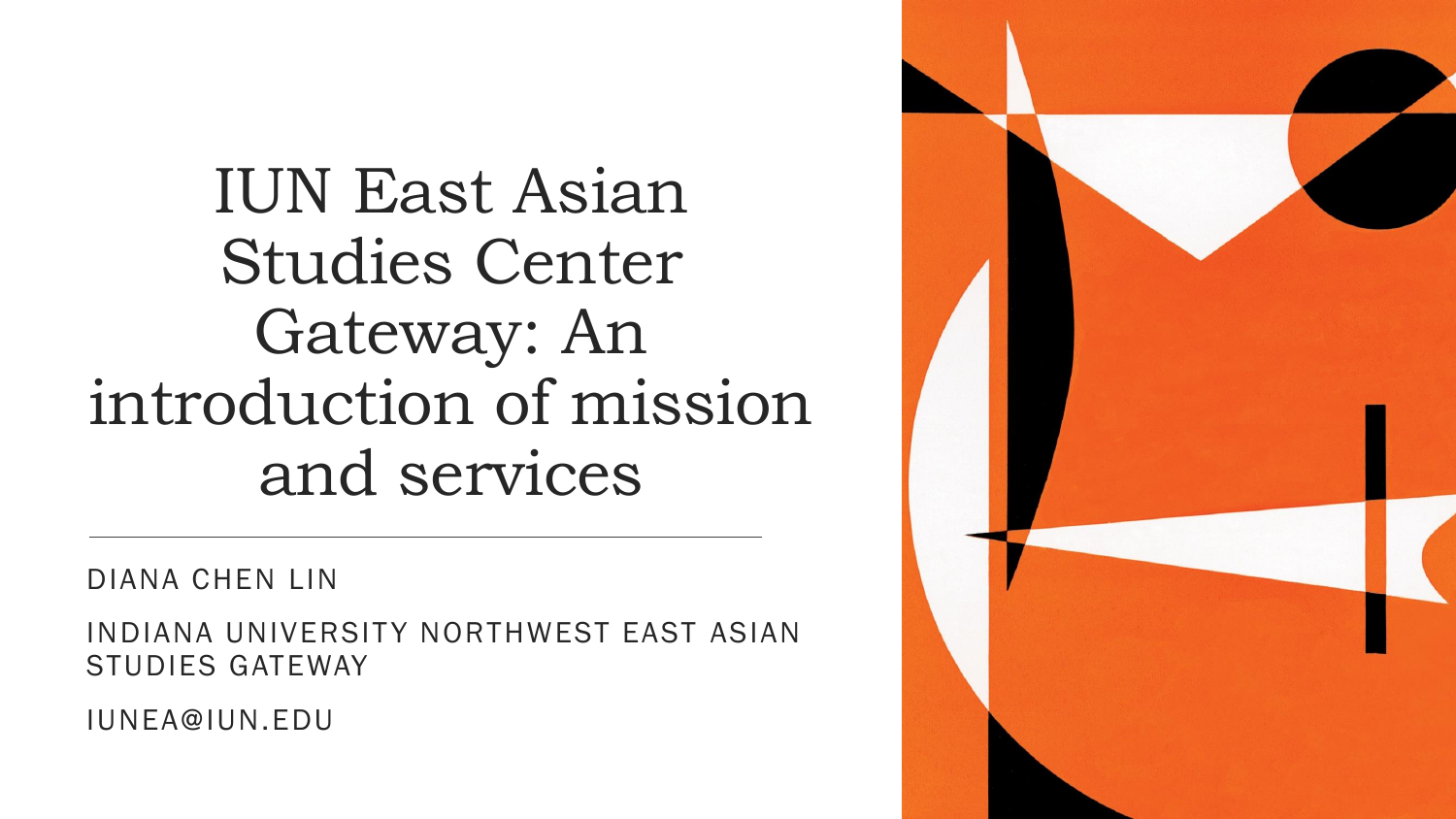# IUN East Asian Studies Center Gateway: An introduction of mission and services

DIANA CHEN LIN

INDIANA UNIVERSITY NORTHWEST EAST ASIAN STUDIES GATEWAY

IUNEA@IUN.EDU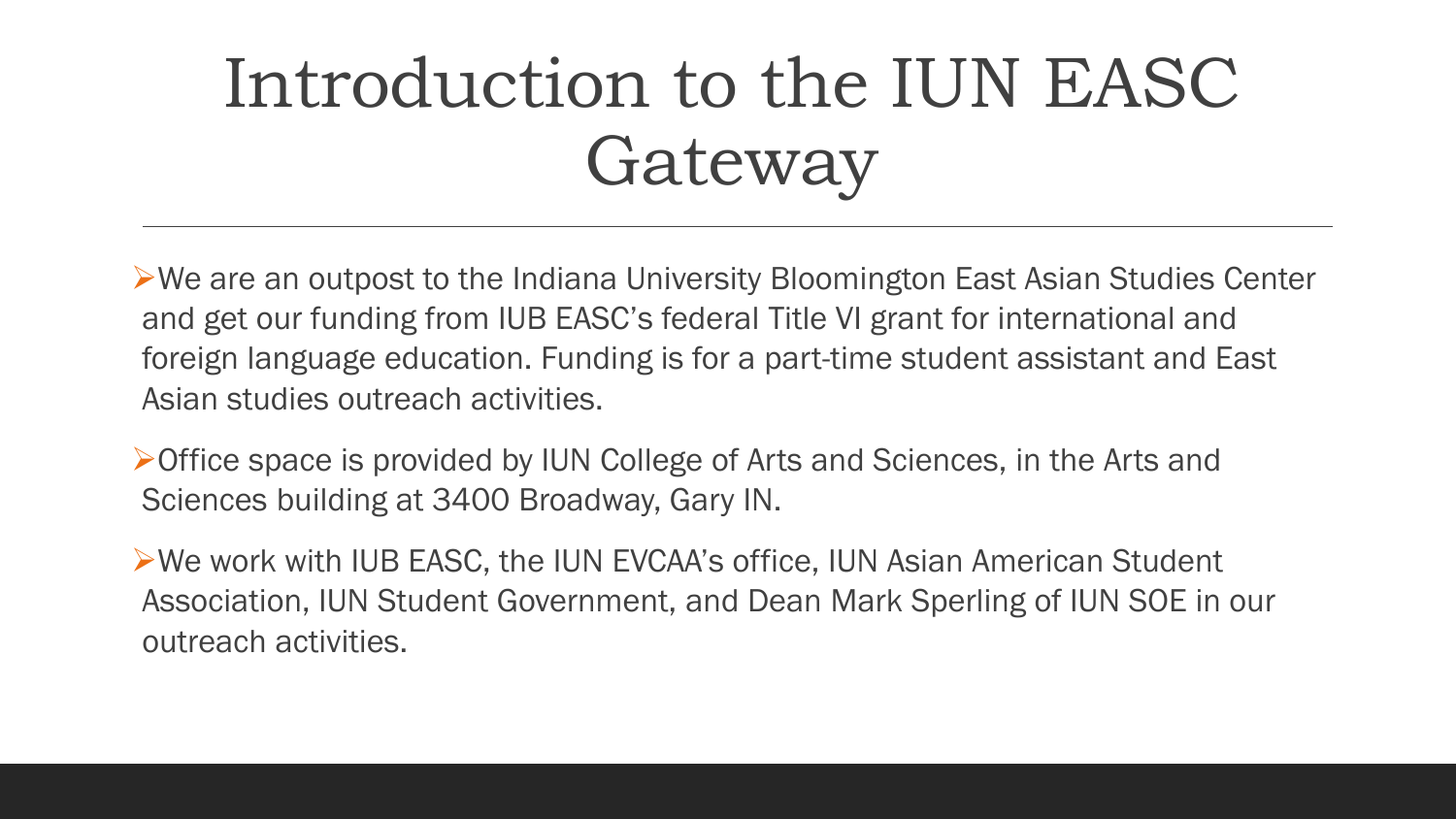# Introduction to the IUN EASC Gateway

- We are an outpost to the Indiana University Bloomington East Asian Studies Center and get our funding from IUB EASC's federal Title VI grant for international and foreign language education. Funding is for a part-time student assistant and East Asian studies outreach activities.
- Office space is provided by IUN College of Arts and Sciences, in the Arts and Sciences building at 3400 Broadway, Gary IN.
- We work with IUB EASC, the IUN EVCAA's office, IUN Asian American Student Association, IUN Student Government, and Dean Mark Sperling of IUN SOE in our outreach activities.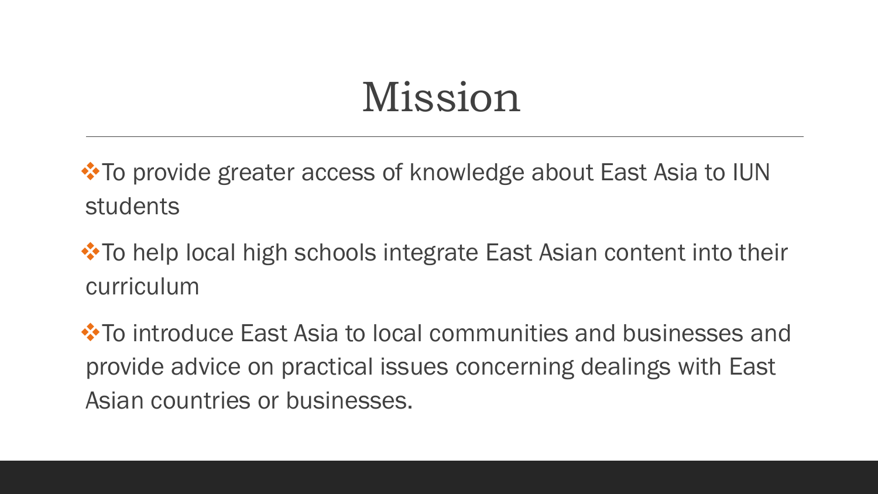# Mission

- To provide greater access of knowledge about East Asia to IUN students
- To help local high schools integrate East Asian content into their curriculum
- To introduce East Asia to local communities and businesses and provide advice on practical issues concerning dealings with East Asian countries or businesses.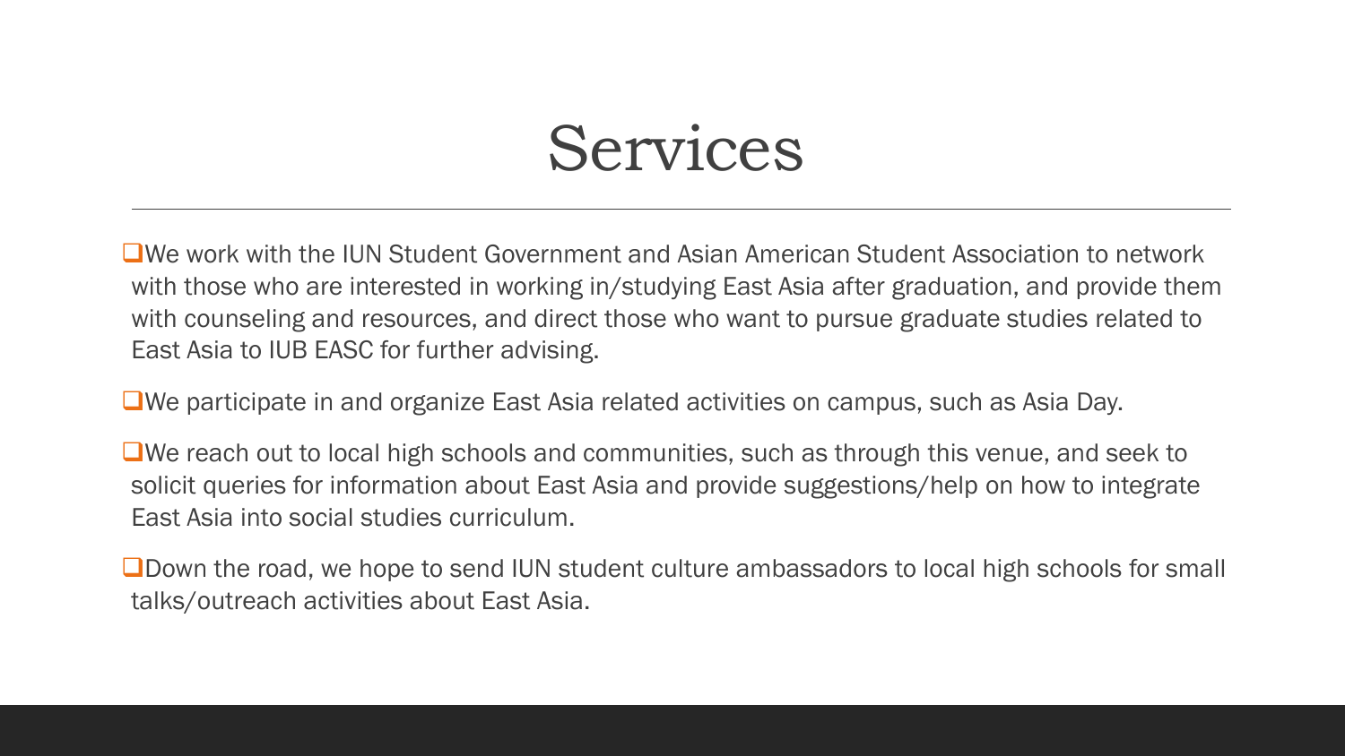# Services

- We work with the IUN Student Government and Asian American Student Association to network with those who are interested in working in/studying East Asia after graduation, and provide them with counseling and resources, and direct those who want to pursue graduate studies related to East Asia to IUB EASC for further advising.
- We participate in and organize East Asia related activities on campus, such as Asia Day.
- We reach out to local high schools and communities, such as through this venue, and seek to solicit queries for information about East Asia and provide suggestions/help on how to integrate East Asia into social studies curriculum.
- Down the road, we hope to send IUN student culture ambassadors to local high schools for small talks/outreach activities about East Asia.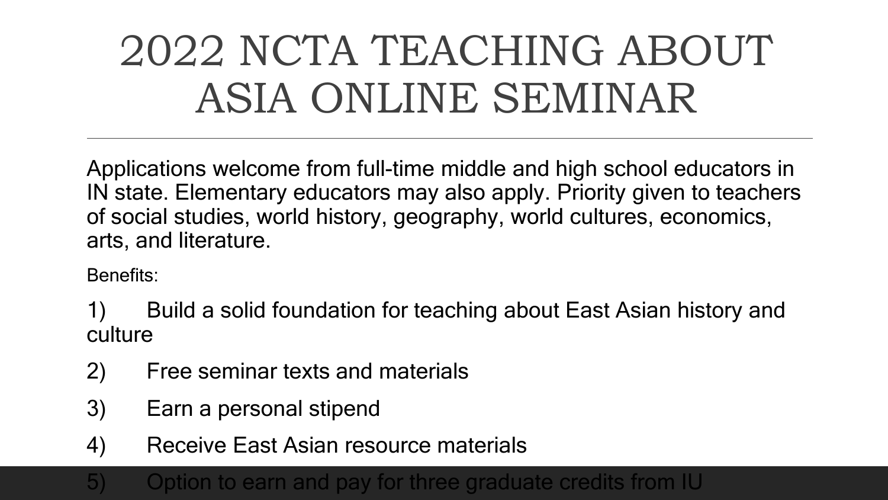# 2022 NCTA TEACHING ABOUT ASIA ONLINE SEMINAR

Applications welcome from full-time middle and high school educators in IN state. Elementary educators may also apply. Priority given to teachers of social studies, world history, geography, world cultures, economics, arts, and literature.

Benefits:

1) Build a solid foundation for teaching about East Asian history and culture

2) Free seminar texts and materials

3) Earn a personal stipend

4) Receive East Asian resource materials

5) Option to earn and pay for three graduate credits from IU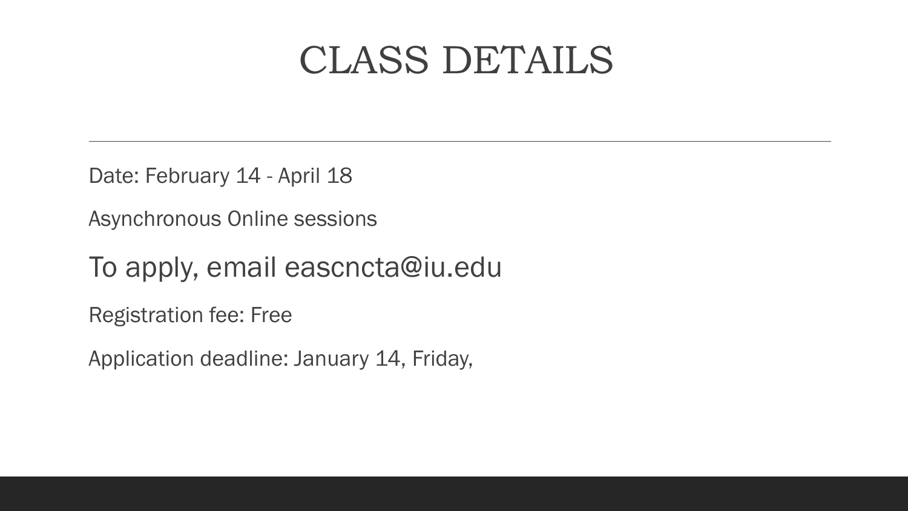# CLASS DETAILS

Date: February 14 - April 18

Asynchronous Online sessions

To apply, email eascncta@iu.edu

Registration fee: Free

Application deadline: January 14, Friday,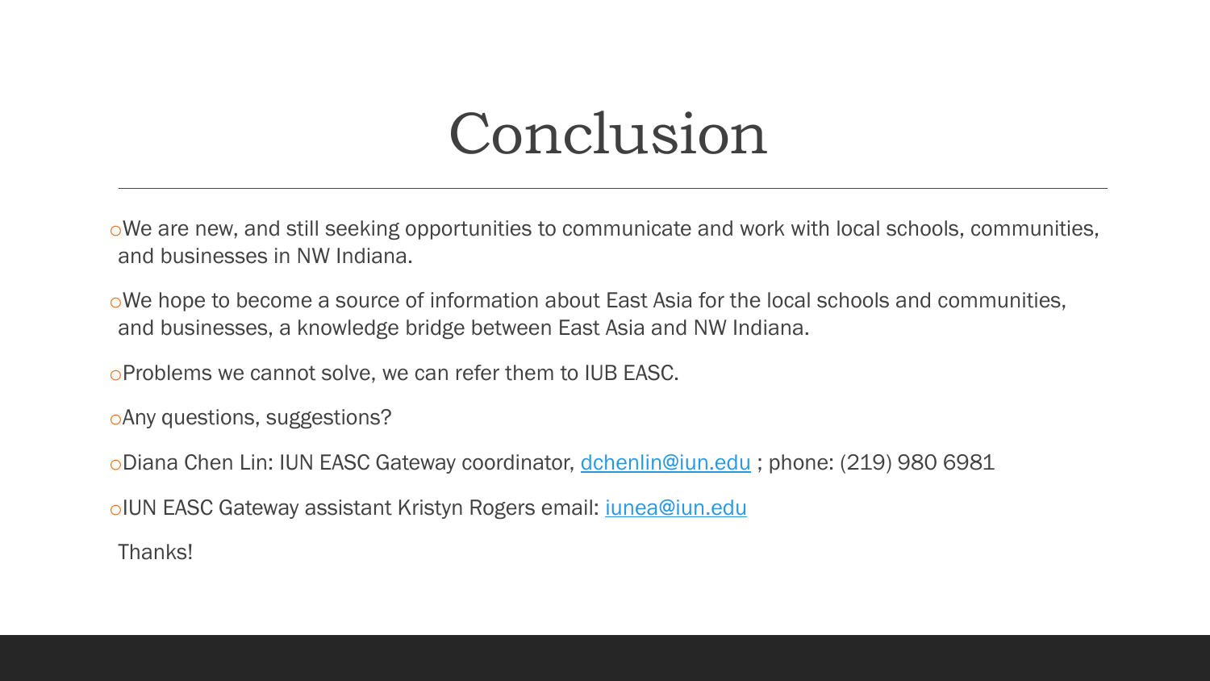# Conclusion

- We are new, and still seeking opportunities to communicate and work with local schools, communities, and businesses in NW Indiana.
- We hope to become a source of information about East Asia for the local schools and communities, and businesses, a knowledge bridge between East Asia and NW Indiana.
- Problems we cannot solve, we can refer them to IUB EASC.
- Any questions, suggestions?
- Diana Chen Lin: IUN EASC Gateway coordinator, dchenlin@iun.edu ; phone: (219) 980 6981
- IUN EASC Gateway assistant Kristyn Rogers email: iunea@iun.edu

Thanks!